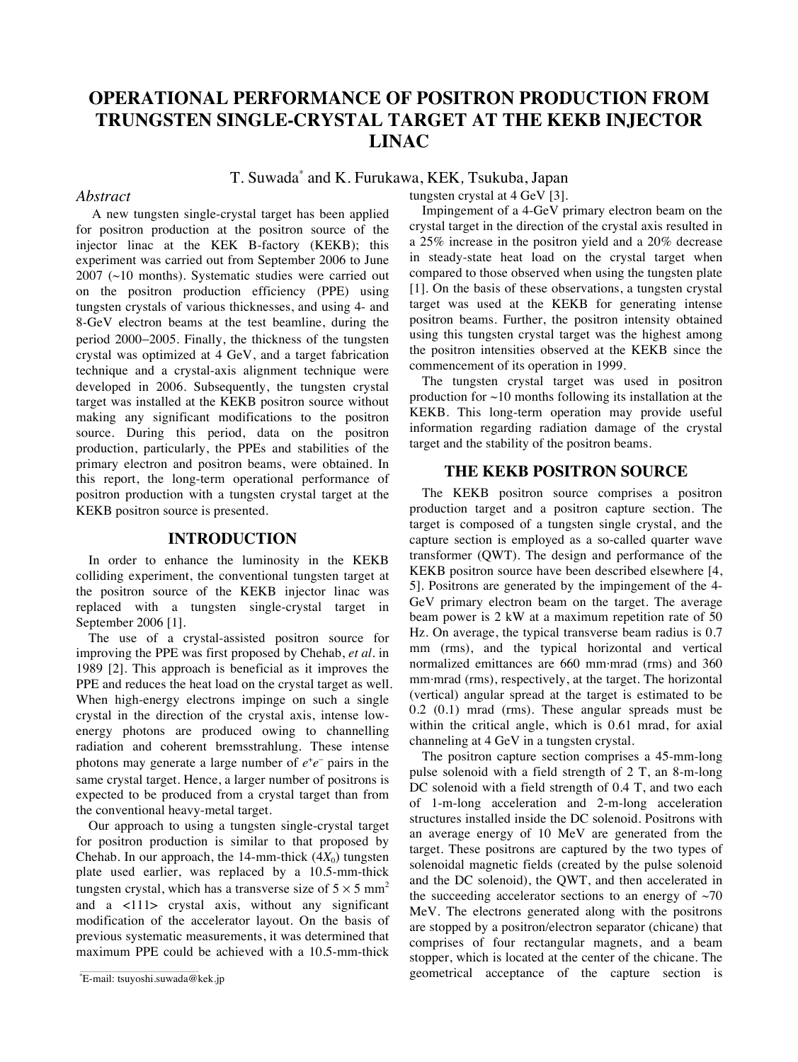# OPERATIONAL PERFORMANCE OF POSITRON PRODUCTION FROM TRUNGSTEN SINGLE-CRYSTAL TARGET AT THE KEKB INJECTOR LINAC

T. Suwada* and K. Furukawa, KEK, Tsukuba, Japan

### *Abstract*

A new tungsten single-crystal target has been applied for positron production at the positron source of the injector linac at the KEK B-factory (KEKB); this experiment was carried out from September 2006 to June 2007 (~10 months). Systematic studies were carried out on the positron production efficiency (PPE) using tungsten crystals of various thicknesses, and using 4- and 8-GeV electron beams at the test beamline, during the period 2000−2005. Finally, the thickness of the tungsten crystal was optimized at 4 GeV, and a target fabrication technique and a crystal-axis alignment technique were developed in 2006. Subsequently, the tungsten crystal target was installed at the KEKB positron source without making any significant modifications to the positron source. During this period, data on the positron production, particularly, the PPEs and stabilities of the primary electron and positron beams, were obtained. In this report, the long-term operational performance of positron production with a tungsten crystal target at the KEKB positron source is presented.

## INTRODUCTION

In order to enhance the luminosity in the KEKB colliding experiment, the conventional tungsten target at the positron source of the KEKB injector linac was replaced with a tungsten single-crystal target in September 2006 [1].

The use of a crystal-assisted positron source for improving the PPE was first proposed by Chehab, *et al*. in 1989 [2]. This approach is beneficial as it improves the PPE and reduces the heat load on the crystal target as well. When high-energy electrons impinge on such a single crystal in the direction of the crystal axis, intense low-energy photons are produced owing to channelling radiation and coherent bremsstrahlung. These intense photons may generate a large number of $e^+e^-$ pairs in the same crystal target. Hence, a larger number of positrons is expected to be produced from a crystal target than from the conventional heavy-metal target.

Our approach to using a tungsten single-crystal target for positron production is similar to that proposed by Chehab. In our approach, the 14-mm-thick ($4X_0$) tungsten plate used earlier, was replaced by a 10.5-mm-thick tungsten crystal, which has a transverse size of $5 \times 5$ mm$^2$ and a <111> crystal axis, without any significant modification of the accelerator layout. On the basis of previous systematic measurements, it was determined that maximum PPE could be achieved with a 10.5-mm-thick tungsten crystal at 4 GeV [3].

Impingement of a 4-GeV primary electron beam on the crystal target in the direction of the crystal axis resulted in a 25% increase in the positron yield and a 20% decrease in steady-state heat load on the crystal target when compared to those observed when using the tungsten plate [1]. On the basis of these observations, a tungsten crystal target was used at the KEKB for generating intense positron beams. Further, the positron intensity obtained using this tungsten crystal target was the highest among the positron intensities observed at the KEKB since the commencement of its operation in 1999.

The tungsten crystal target was used in positron production for ~10 months following its installation at the KEKB. This long-term operation may provide useful information regarding radiation damage of the crystal target and the stability of the positron beams.

## THE KEKB POSITRON SOURCE

The KEKB positron source comprises a positron production target and a positron capture section. The target is composed of a tungsten single crystal, and the capture section is employed as a so-called quarter wave transformer (QWT). The design and performance of the KEKB positron source have been described elsewhere [4, 5]. Positrons are generated by the impingement of the 4-GeV primary electron beam on the target. The average beam power is 2 kW at a maximum repetition rate of 50 Hz. On average, the typical transverse beam radius is 0.7 mm (rms), and the typical horizontal and vertical normalized emittances are 660 mm·mrad (rms) and 360 mm·mrad (rms), respectively, at the target. The horizontal (vertical) angular spread at the target is estimated to be 0.2 (0.1) mrad (rms). These angular spreads must be within the critical angle, which is 0.61 mrad, for axial channeling at 4 GeV in a tungsten crystal.

The positron capture section comprises a 45-mm-long pulse solenoid with a field strength of 2 T, an 8-m-long DC solenoid with a field strength of 0.4 T, and two each of 1-m-long acceleration and 2-m-long acceleration structures installed inside the DC solenoid. Positrons with an average energy of 10 MeV are generated from the target. These positrons are captured by the two types of solenoidal magnetic fields (created by the pulse solenoid and the DC solenoid), the QWT, and then accelerated in the succeeding accelerator sections to an energy of ~70 MeV. The electrons generated along with the positrons are stopped by a positron/electron separator (chicane) that comprises of four rectangular magnets, and a beam stopper, which is located at the center of the chicane. The geometrical acceptance of the capture section is

*E-mail: tsuyoshi.suwada@kek.jp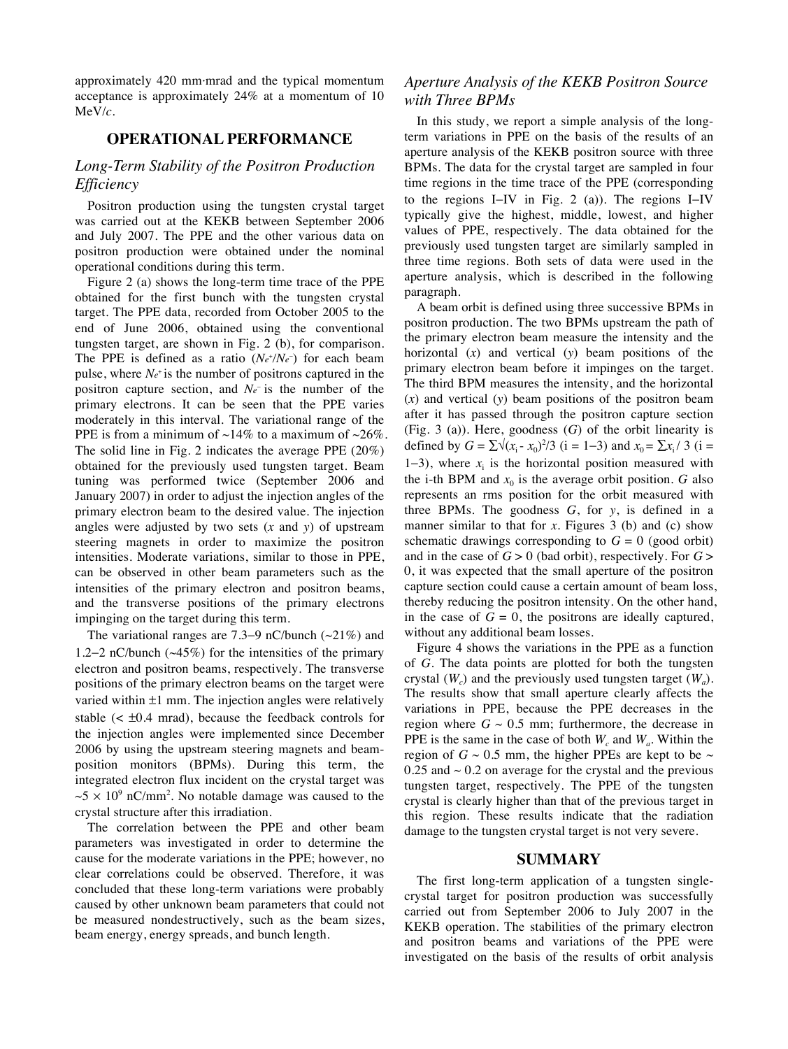approximately 420 mm·mrad and the typical momentum acceptance is approximately 24% at a momentum of 10 MeV/*c*.

## OPERATIONAL PERFORMANCE

### *Long-Term Stability of the Positron Production Efficiency*

Positron production using the tungsten crystal target was carried out at the KEKB between September 2006 and July 2007. The PPE and the other various data on positron production were obtained under the nominal operational conditions during this term.

Figure 2 (a) shows the long-term time trace of the PPE obtained for the first bunch with the tungsten crystal target. The PPE data, recorded from October 2005 to the end of June 2006, obtained using the conventional tungsten target, are shown in Fig. 2 (b), for comparison. The PPE is defined as a ratio ($N_{e^+}/N_{e^-}$) for each beam pulse, where $N_{e^+}$ is the number of positrons captured in the positron capture section, and $N_{e^-}$ is the number of the primary electrons. It can be seen that the PPE varies moderately in this interval. The variational range of the PPE is from a minimum of ~14% to a maximum of ~26%. The solid line in Fig. 2 indicates the average PPE (20%) obtained for the previously used tungsten target. Beam tuning was performed twice (September 2006 and January 2007) in order to adjust the injection angles of the primary electron beam to the desired value. The injection angles were adjusted by two sets (*x* and *y*) of upstream steering magnets in order to maximize the positron intensities. Moderate variations, similar to those in PPE, can be observed in other beam parameters such as the intensities of the primary electron and positron beams, and the transverse positions of the primary electrons impinging on the target during this term.

The variational ranges are 7.3–9 nC/bunch (~21%) and 1.2–2 nC/bunch (~45%) for the intensities of the primary electron and positron beams, respectively. The transverse positions of the primary electron beams on the target were varied within ±1 mm. The injection angles were relatively stable (< ±0.4 mrad), because the feedback controls for the injection angles were implemented since December 2006 by using the upstream steering magnets and beam-position monitors (BPMs). During this term, the integrated electron flux incident on the crystal target was ~$5 \times 10^9$ nC/mm$^2$. No notable damage was caused to the crystal structure after this irradiation.

The correlation between the PPE and other beam parameters was investigated in order to determine the cause for the moderate variations in the PPE; however, no clear correlations could be observed. Therefore, it was concluded that these long-term variations were probably caused by other unknown beam parameters that could not be measured nondestructively, such as the beam sizes, beam energy, energy spreads, and bunch length.

### *Aperture Analysis of the KEKB Positron Source with Three BPMs*

In this study, we report a simple analysis of the long-term variations in PPE on the basis of the results of an aperture analysis of the KEKB positron source with three BPMs. The data for the crystal target are sampled in four time regions in the time trace of the PPE (corresponding to the regions I–IV in Fig. 2 (a)). The regions I–IV typically give the highest, middle, lowest, and higher values of PPE, respectively. The data obtained for the previously used tungsten target are similarly sampled in three time regions. Both sets of data were used in the aperture analysis, which is described in the following paragraph.

A beam orbit is defined using three successive BPMs in positron production. The two BPMs upstream the path of the primary electron beam measure the intensity and the horizontal (*x*) and vertical (*y*) beam positions of the primary electron beam before it impinges on the target. The third BPM measures the intensity, and the horizontal (*x*) and vertical (*y*) beam positions of the positron beam after it has passed through the positron capture section (Fig. 3 (a)). Here, goodness (*G*) of the orbit linearity is defined by $G = \sum\sqrt{(x_i - x_0)^2/3}$ (i = 1–3) and $x_0 = \sum x_i / 3$ (i = 1–3), where $x_i$ is the horizontal position measured with the i-th BPM and $x_0$ is the average orbit position. *G* also represents an rms position for the orbit measured with three BPMs. The goodness *G*, for *y*, is defined in a manner similar to that for *x*. Figures 3 (b) and (c) show schematic drawings corresponding to $G = 0$ (good orbit) and in the case of $G > 0$ (bad orbit), respectively. For $G > 0$, it was expected that the small aperture of the positron capture section could cause a certain amount of beam loss, thereby reducing the positron intensity. On the other hand, in the case of $G = 0$, the positrons are ideally captured, without any additional beam losses.

Figure 4 shows the variations in the PPE as a function of *G*. The data points are plotted for both the tungsten crystal ($W_c$) and the previously used tungsten target ($W_a$). The results show that small aperture clearly affects the variations in PPE, because the PPE decreases in the region where $G \sim 0.5$ mm; furthermore, the decrease in PPE is the same in the case of both $W_c$ and $W_a$. Within the region of $G \sim 0.5$ mm, the higher PPEs are kept to be ~ 0.25 and ~ 0.2 on average for the crystal and the previous tungsten target, respectively. The PPE of the tungsten crystal is clearly higher than that of the previous target in this region. These results indicate that the radiation damage to the tungsten crystal target is not very severe.

## SUMMARY

The first long-term application of a tungsten single-crystal target for positron production was successfully carried out from September 2006 to July 2007 in the KEKB operation. The stabilities of the primary electron and positron beams and variations of the PPE were investigated on the basis of the results of orbit analysis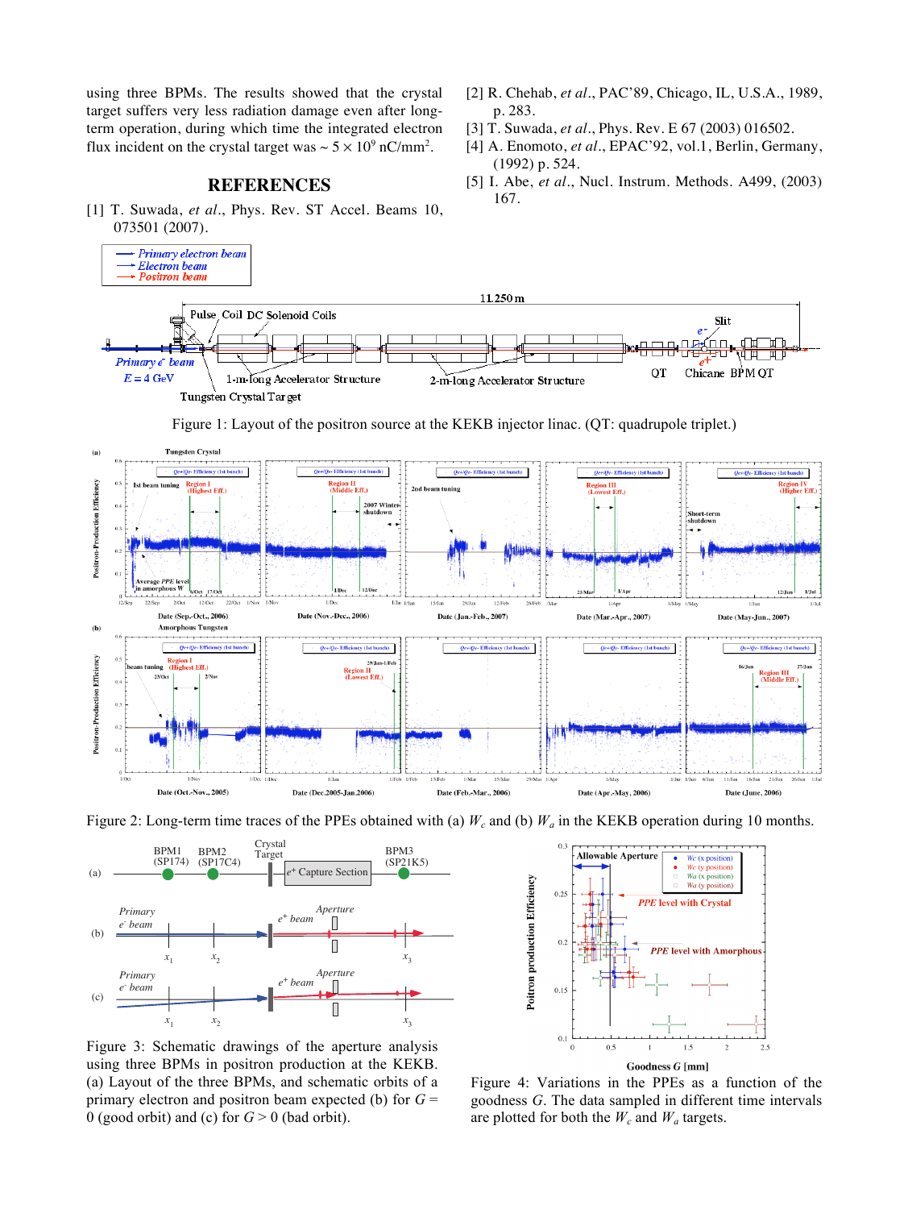using three BPMs. The results showed that the crystal target suffers very less radiation damage even after long-term operation, during which time the integrated electron flux incident on the crystal target was ~ $5 \times 10^9$ nC/mm$^2$.

## REFERENCES

[1] T. Suwada, *et al*., Phys. Rev. ST Accel. Beams 10, 073501 (2007).

[2] R. Chehab, *et al*., PAC'89, Chicago, IL, U.S.A., 1989, p. 283.

[3] T. Suwada, *et al*., Phys. Rev. E 67 (2003) 016502.

[4] A. Enomoto, *et al*., EPAC'92, vol.1, Berlin, Germany, (1992) p. 524.

[5] I. Abe, *et al*., Nucl. Instrum. Methods. A499, (2003) 167.

Primary electron beam
Electron beam
Positron beam
11.250 m
Pulse Coil
DC Solenoid Coils
Slit
Primary e⁻ beam
E = 4 GeV
1-m-long Accelerator Structure
2-m-long Accelerator Structure
QT
Chicane
BPM
QT
Tungsten Crystal Target

Figure 1: Layout of the positron source at the KEKB injector linac. (QT: quadrupole triplet.)

(a) Tungsten Crystal
(b) Amorphous Tungsten
Positron-Production Efficiency
Region I (Highest Eff.)
Region II (Middle Eff.)
Region III (Lowest Eff.)
Region IV (Higher Eff.)
1st beam tuning
2nd beam tuning
2007 Winter shutdown
Short-term shutdown
Average PPE level in amorphous W
Date (Sep.-Oct., 2006)
Date (Nov.-Dec., 2006)
Date (Jan.-Feb., 2007)
Date (Mar.-Apr., 2007)
Date (May-Jun., 2007)
Region I (Highest Eff.)
Region II (Lowest Eff.)
Region III (Middle Eff.)
beam tuning
Date (Oct.-Nov., 2005)
Date (Dec.2005-Jan.2006)
Date (Feb.-Mar., 2006)
Date (Apr.-May, 2006)
Date (June, 2006)

Figure 2: Long-term time traces of the PPEs obtained with (a) $W_c$ and (b) $W_a$ in the KEKB operation during 10 months.

BPM1 (SP174)
BPM2 (SP17C4)
Crystal Target
$e^+$ Capture Section
BPM3 (SP21K5)
Primary e⁻ beam
e⁺ beam
Aperture
$x_1$ $x_2$ $x_3$

Figure 3: Schematic drawings of the aperture analysis using three BPMs in positron production at the KEKB. (a) Layout of the three BPMs, and schematic orbits of a primary electron and positron beam expected (b) for $G = 0$ (good orbit) and (c) for $G > 0$ (bad orbit).

Allowable Aperture
Wc (x position)
Wc (y position)
Wa (x position)
Wa (y position)
PPE level with Crystal
PPE level with Amorphous
Poitron production Efficiency
Goodness G [mm]

Figure 4: Variations in the PPEs as a function of the goodness $G$. The data sampled in different time intervals are plotted for both the $W_c$ and $W_a$ targets.